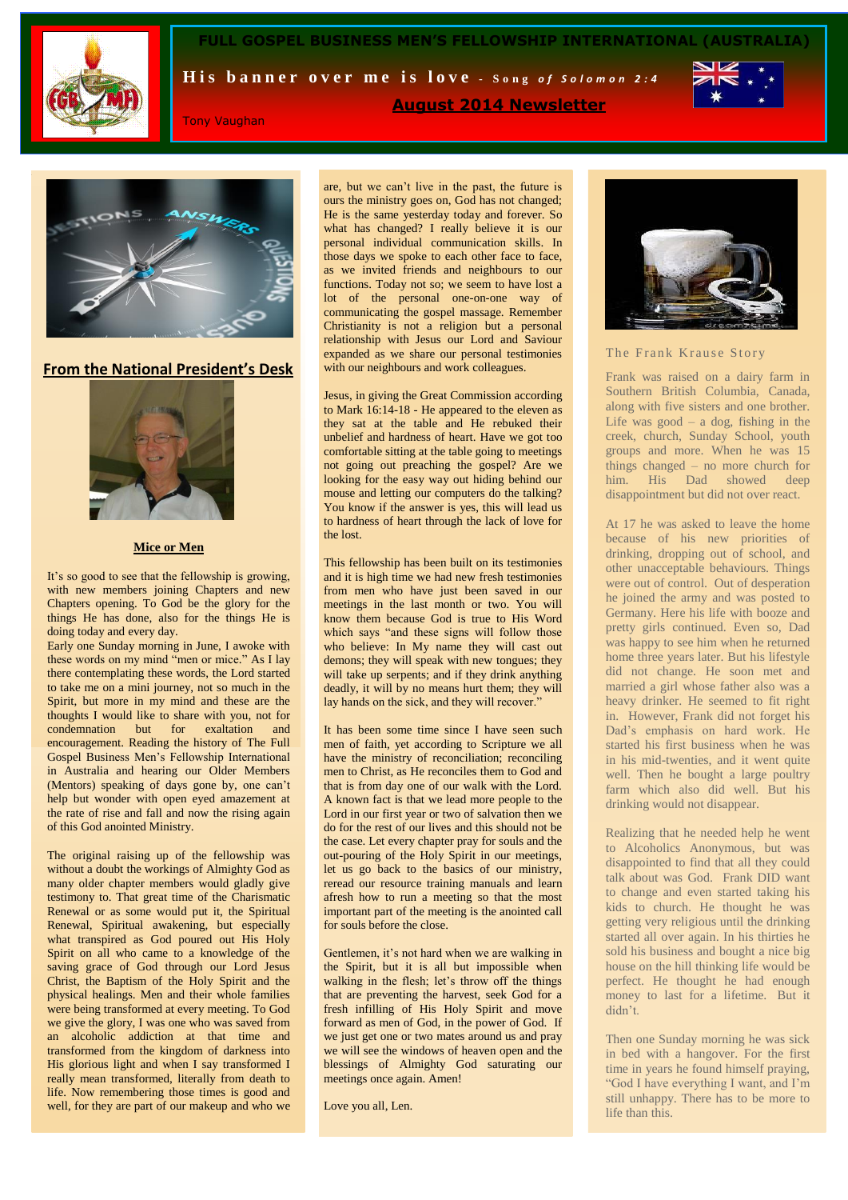# FULL GOSPEL BUSINESS MEN'S FELLOWSHIP INTERNATIONAL (AUSTRALIA)

**His banner over me is love** - *Song of Solomon 2:4*

## August 2014 Newsletter

Tony Vaughan

## From the National President's Desk

### Mice or Men

It's so good to see that the fellowship is growing, with new members joining Chapters and new Chapters opening. To God be the glory for the things He has done, also for the things He is doing today and every day.

Early one Sunday morning in June, I awoke with these words on my mind "men or mice." As I lay there contemplating these words, the Lord started to take me on a mini journey, not so much in the Spirit, but more in my mind and these are the thoughts I would like to share with you, not for condemnation but for exaltation and encouragement. Reading the history of The Full Gospel Business Men's Fellowship International in Australia and hearing our Older Members (Mentors) speaking of days gone by, one can't help but wonder with open eyed amazement at the rate of rise and fall and now the rising again of this God anointed Ministry.

The original raising up of the fellowship was without a doubt the workings of Almighty God as many older chapter members would gladly give testimony to. That great time of the Charismatic Renewal or as some would put it, the Spiritual Renewal, Spiritual awakening, but especially what transpired as God poured out His Holy Spirit on all who came to a knowledge of the saving grace of God through our Lord Jesus Christ, the Baptism of the Holy Spirit and the physical healings. Men and their whole families were being transformed at every meeting. To God we give the glory, I was one who was saved from an alcoholic addiction at that time and transformed from the kingdom of darkness into His glorious light and when I say transformed I really mean transformed, literally from death to life. Now remembering those times is good and well, for they are part of our makeup and who we are, but we can't live in the past, the future is ours the ministry goes on, God has not changed; He is the same yesterday today and forever. So what has changed? I really believe it is our personal individual communication skills. In those days we spoke to each other face to face, as we invited friends and neighbours to our functions. Today not so; we seem to have lost a lot of the personal one-on-one way of communicating the gospel massage. Remember Christianity is not a religion but a personal relationship with Jesus our Lord and Saviour expanded as we share our personal testimonies with our neighbours and work colleagues.

Jesus, in giving the Great Commission according to Mark 16:14-18 - He appeared to the eleven as they sat at the table and He rebuked their unbelief and hardness of heart. Have we got too comfortable sitting at the table going to meetings not going out preaching the gospel? Are we looking for the easy way out hiding behind our mouse and letting our computers do the talking? You know if the answer is yes, this will lead us to hardness of heart through the lack of love for the lost.

This fellowship has been built on its testimonies and it is high time we had new fresh testimonies from men who have just been saved in our meetings in the last month or two. You will know them because God is true to His Word which says "and these signs will follow those who believe: In My name they will cast out demons; they will speak with new tongues; they will take up serpents; and if they drink anything deadly, it will by no means hurt them; they will lay hands on the sick, and they will recover."

It has been some time since I have seen such men of faith, yet according to Scripture we all have the ministry of reconciliation; reconciling men to Christ, as He reconciles them to God and that is from day one of our walk with the Lord. A known fact is that we lead more people to the Lord in our first year or two of salvation then we do for the rest of our lives and this should not be the case. Let every chapter pray for souls and the out-pouring of the Holy Spirit in our meetings, let us go back to the basics of our ministry, reread our resource training manuals and learn afresh how to run a meeting so that the most important part of the meeting is the anointed call for souls before the close.

Gentlemen, it's not hard when we are walking in the Spirit, but it is all but impossible when walking in the flesh; let's throw off the things that are preventing the harvest, seek God for a fresh infilling of His Holy Spirit and move forward as men of God, in the power of God. If we just get one or two mates around us and pray we will see the windows of heaven open and the blessings of Almighty God saturating our meetings once again. Amen!

Love you all, Len.

## The Frank Krause Story

Frank was raised on a dairy farm in Southern British Columbia, Canada, along with five sisters and one brother. Life was good – a dog, fishing in the creek, church, Sunday School, youth groups and more. When he was 15 things changed – no more church for him. His Dad showed deep disappointment but did not over react.

At 17 he was asked to leave the home because of his new priorities of drinking, dropping out of school, and other unacceptable behaviours. Things were out of control. Out of desperation he joined the army and was posted to Germany. Here his life with booze and pretty girls continued. Even so, Dad was happy to see him when he returned home three years later. But his lifestyle did not change. He soon met and married a girl whose father also was a heavy drinker. He seemed to fit right in. However, Frank did not forget his Dad's emphasis on hard work. He started his first business when he was in his mid-twenties, and it went quite well. Then he bought a large poultry farm which also did well. But his drinking would not disappear.

Realizing that he needed help he went to Alcoholics Anonymous, but was disappointed to find that all they could talk about was God. Frank DID want to change and even started taking his kids to church. He thought he was getting very religious until the drinking started all over again. In his thirties he sold his business and bought a nice big house on the hill thinking life would be perfect. He thought he had enough money to last for a lifetime. But it didn't.

Then one Sunday morning he was sick in bed with a hangover. For the first time in years he found himself praying, "God I have everything I want, and I'm still unhappy. There has to be more to life than this.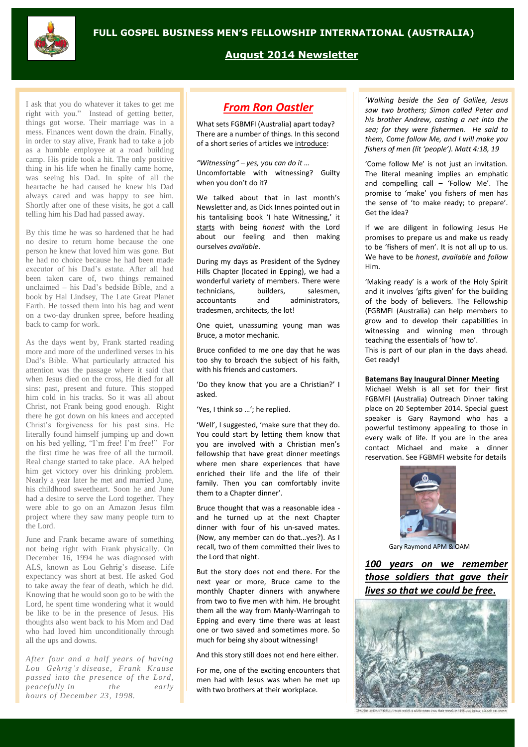# FULL GOSPEL BUSINESS MEN'S FELLOWSHIP INTERNATIONAL (AUSTRALIA)

## August 2014 Newsletter

I ask that you do whatever it takes to get me right with you." Instead of getting better, things got worse. Their marriage was in a mess. Finances went down the drain. Finally, in order to stay alive, Frank had to take a job as a humble employee at a road building camp. His pride took a hit. The only positive thing in his life when he finally came home, was seeing his Dad. In spite of all the heartache he had caused he knew his Dad always cared and was happy to see him. Shortly after one of these visits, he got a call telling him his Dad had passed away.

By this time he was so hardened that he had no desire to return home because the one person he knew that loved him was gone. But he had no choice because he had been made executor of his Dad's estate. After all had been taken care of, two things remained unclaimed – his Dad's bedside Bible, and a book by Hal Lindsey, The Late Great Planet Earth. He tossed them into his bag and went on a two-day drunken spree, before heading back to camp for work.

As the days went by, Frank started reading more and more of the underlined verses in his Dad's Bible. What particularly attracted his attention was the passage where it said that when Jesus died on the cross, He died for all sins: past, present and future. This stopped him cold in his tracks. So it was all about Christ, not Frank being good enough. Right there he got down on his knees and accepted Christ's forgiveness for his past sins. He literally found himself jumping up and down on his bed yelling, "I'm free! I'm free!" For the first time he was free of all the turmoil. Real change started to take place. AA helped him get victory over his drinking problem. Nearly a year later he met and married June, his childhood sweetheart. Soon he and June had a desire to serve the Lord together. They were able to go on an Amazon Jesus film project where they saw many people turn to the Lord.

June and Frank became aware of something not being right with Frank physically. On December 16, 1994 he was diagnosed with ALS, known as Lou Gehrig's disease. Life expectancy was short at best. He asked God to take away the fear of death, which he did. Knowing that he would soon go to be with the Lord, he spent time wondering what it would be like to be in the presence of Jesus. His thoughts also went back to his Mom and Dad who had loved him unconditionally through all the ups and downs.

*After four and a half years of having Lou Gehrig's disease, Frank Krause passed into the presence of the Lord, peacefully in the early hours of December 23, 1998.*

## *From Ron Oastler*

What sets FGBMFI (Australia) apart today? There are a number of things. In this second of a short series of articles we introduce:

*"Witnessing" – yes, you can do it …*
Uncomfortable with witnessing? Guilty when you don't do it?

We talked about that in last month's Newsletter and, as Dick Innes pointed out in his tantalising book 'I hate Witnessing,' it starts with being *honest* with the Lord about our feeling and then making ourselves *available*.

During my days as President of the Sydney Hills Chapter (located in Epping), we had a wonderful variety of members. There were technicians, builders, salesmen, accountants and administrators, tradesmen, architects, the lot!

One quiet, unassuming young man was Bruce, a motor mechanic.

Bruce confided to me one day that he was too shy to broach the subject of his faith, with his friends and customers.

'Do they know that you are a Christian?' I asked.

'Yes, I think so …'; he replied.

'Well', I suggested, 'make sure that they do. You could start by letting them know that you are involved with a Christian men's fellowship that have great dinner meetings where men share experiences that have enriched their life and the life of their family. Then you can comfortably invite them to a Chapter dinner'.

Bruce thought that was a reasonable idea - and he turned up at the next Chapter dinner with four of his un-saved mates. (Now, any member can do that…yes?). As I recall, two of them committed their lives to the Lord that night.

But the story does not end there. For the next year or more, Bruce came to the monthly Chapter dinners with anywhere from two to five men with him. He brought them all the way from Manly-Warringah to Epping and every time there was at least one or two saved and sometimes more. So much for being shy about witnessing!

And this story still does not end here either.

For me, one of the exciting encounters that men had with Jesus was when he met up with two brothers at their workplace.

'*Walking beside the Sea of Galilee, Jesus saw two brothers; Simon called Peter and his brother Andrew, casting a net into the sea; for they were fishermen. He said to them, Come follow Me, and I will make you fishers of men (lit 'people'). Matt 4:18, 19*

'Come follow Me' is not just an invitation. The literal meaning implies an emphatic and compelling call – 'Follow Me'. The promise to 'make' you fishers of men has the sense of 'to make ready; to prepare'. Get the idea?

If we are diligent in following Jesus He promises to prepare us and make us ready to be 'fishers of men'. It is not all up to us. We have to be *honest*, *available* and *follow* Him.

'Making ready' is a work of the Holy Spirit and it involves 'gifts given' for the building of the body of believers. The Fellowship (FGBMFI (Australia) can help members to grow and to develop their capabilities in witnessing and winning men through teaching the essentials of 'how to'.
This is part of our plan in the days ahead. Get ready!

**Batemans Bay Inaugural Dinner Meeting**
Michael Welsh is all set for their first FGBMFI (Australia) Outreach Dinner taking place on 20 September 2014. Special guest speaker is Gary Raymond who has a powerful testimony appealing to those in every walk of life. If you are in the area contact Michael and make a dinner reservation. See FGBMFI website for details

Gary Raymond APM & OAM

***100 years on we remember those soldiers that gave their lives so that we could be free.***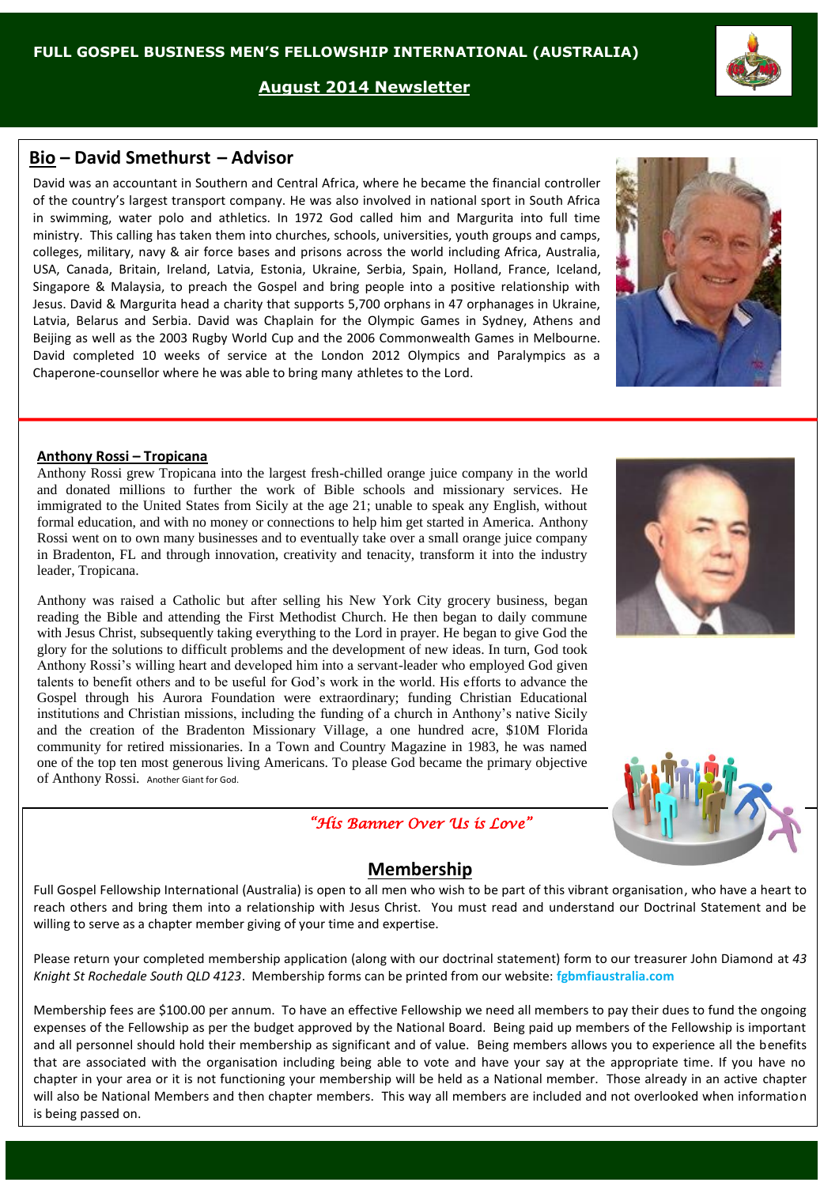FULL GOSPEL BUSINESS MEN'S FELLOWSHIP INTERNATIONAL (AUSTRALIA)

**August 2014 Newsletter**

## **Bio** – David Smethurst – Advisor

David was an accountant in Southern and Central Africa, where he became the financial controller of the country's largest transport company. He was also involved in national sport in South Africa in swimming, water polo and athletics. In 1972 God called him and Margurita into full time ministry. This calling has taken them into churches, schools, universities, youth groups and camps, colleges, military, navy & air force bases and prisons across the world including Africa, Australia, USA, Canada, Britain, Ireland, Latvia, Estonia, Ukraine, Serbia, Spain, Holland, France, Iceland, Singapore & Malaysia, to preach the Gospel and bring people into a positive relationship with Jesus. David & Margurita head a charity that supports 5,700 orphans in 47 orphanages in Ukraine, Latvia, Belarus and Serbia. David was Chaplain for the Olympic Games in Sydney, Athens and Beijing as well as the 2003 Rugby World Cup and the 2006 Commonwealth Games in Melbourne. David completed 10 weeks of service at the London 2012 Olympics and Paralympics as a Chaperone-counsellor where he was able to bring many athletes to the Lord.

### **Anthony Rossi – Tropicana**

Anthony Rossi grew Tropicana into the largest fresh-chilled orange juice company in the world and donated millions to further the work of Bible schools and missionary services. He immigrated to the United States from Sicily at the age 21; unable to speak any English, without formal education, and with no money or connections to help him get started in America. Anthony Rossi went on to own many businesses and to eventually take over a small orange juice company in Bradenton, FL and through innovation, creativity and tenacity, transform it into the industry leader, Tropicana.

Anthony was raised a Catholic but after selling his New York City grocery business, began reading the Bible and attending the First Methodist Church. He then began to daily commune with Jesus Christ, subsequently taking everything to the Lord in prayer. He began to give God the glory for the solutions to difficult problems and the development of new ideas. In turn, God took Anthony Rossi's willing heart and developed him into a servant-leader who employed God given talents to benefit others and to be useful for God's work in the world. His efforts to advance the Gospel through his Aurora Foundation were extraordinary; funding Christian Educational institutions and Christian missions, including the funding of a church in Anthony's native Sicily and the creation of the Bradenton Missionary Village, a one hundred acre, $10M Florida community for retired missionaries. In a Town and Country Magazine in 1983, he was named one of the top ten most generous living Americans. To please God became the primary objective of Anthony Rossi. Another Giant for God.

*"His Banner Over Us is Love"*

## **Membership**

Full Gospel Fellowship International (Australia) is open to all men who wish to be part of this vibrant organisation, who have a heart to reach others and bring them into a relationship with Jesus Christ. You must read and understand our Doctrinal Statement and be willing to serve as a chapter member giving of your time and expertise.

Please return your completed membership application (along with our doctrinal statement) form to our treasurer John Diamond at *43 Knight St Rochedale South QLD 4123*. Membership forms can be printed from our website: **fgbmfiaustralia.com**

Membership fees are $100.00 per annum. To have an effective Fellowship we need all members to pay their dues to fund the ongoing expenses of the Fellowship as per the budget approved by the National Board. Being paid up members of the Fellowship is important and all personnel should hold their membership as significant and of value. Being members allows you to experience all the benefits that are associated with the organisation including being able to vote and have your say at the appropriate time. If you have no chapter in your area or it is not functioning your membership will be held as a National member. Those already in an active chapter will also be National Members and then chapter members. This way all members are included and not overlooked when information is being passed on.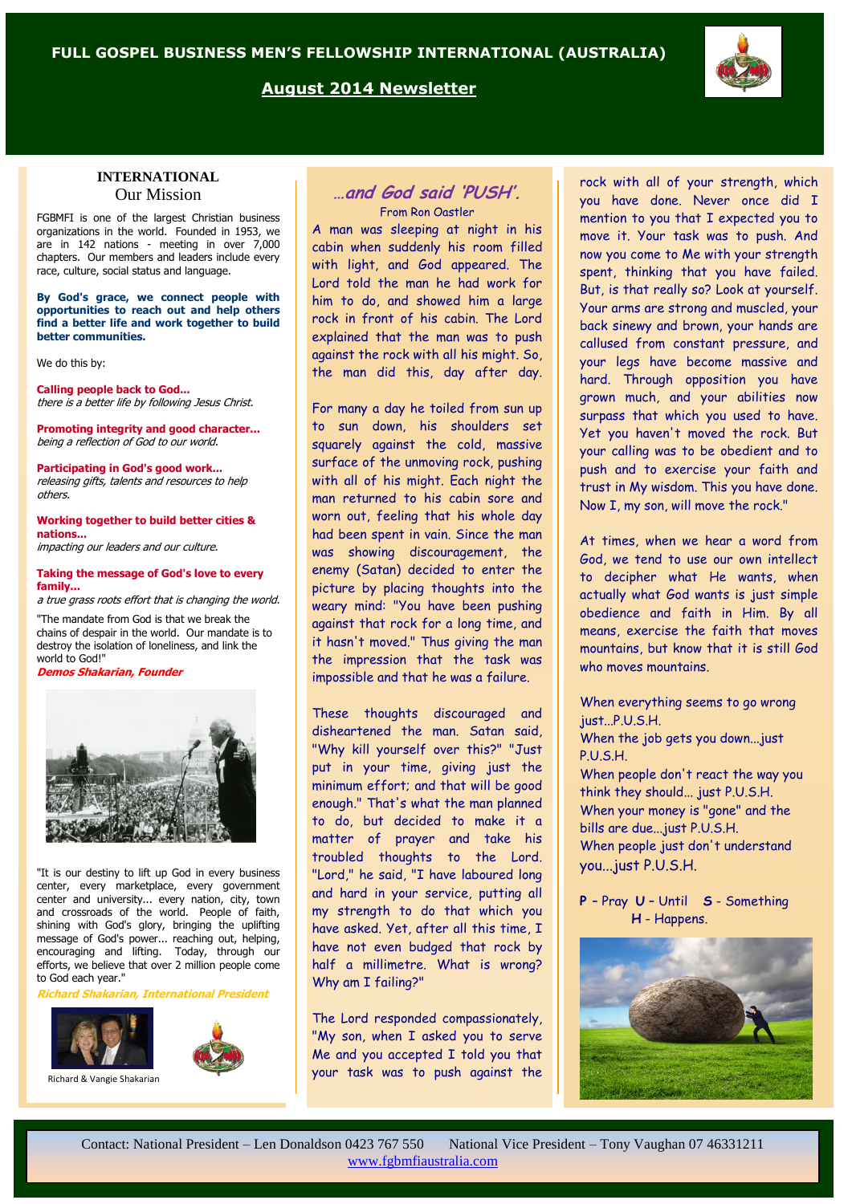# FULL GOSPEL BUSINESS MEN'S FELLOWSHIP INTERNATIONAL (AUSTRALIA)

## August 2014 Newsletter

### INTERNATIONAL
### Our Mission

FGBMFI is one of the largest Christian business organizations in the world. Founded in 1953, we are in 142 nations - meeting in over 7,000 chapters. Our members and leaders include every race, culture, social status and language.

**By God's grace, we connect people with opportunities to reach out and help others find a better life and work together to build better communities.**

We do this by:

**Calling people back to God...**
*there is a better life by following Jesus Christ.*

**Promoting integrity and good character...**
*being a reflection of God to our world.*

**Participating in God's good work...**
*releasing gifts, talents and resources to help others.*

**Working together to build better cities & nations...**
*impacting our leaders and our culture.*

**Taking the message of God's love to every family...**
*a true grass roots effort that is changing the world.*

"The mandate from God is that we break the chains of despair in the world. Our mandate is to destroy the isolation of loneliness, and link the world to God!"
***Demos Shakarian, Founder***

"It is our destiny to lift up God in every business center, every marketplace, every government center and university... every nation, city, town and crossroads of the world. People of faith, shining with God's glory, bringing the uplifting message of God's power... reaching out, helping, encouraging and lifting. Today, through our efforts, we believe that over 2 million people come to God each year."
***Richard Shakarian, International President***

Richard & Vangie Shakarian

## *...and God said 'PUSH'.*

From Ron Oastler

A man was sleeping at night in his cabin when suddenly his room filled with light, and God appeared. The Lord told the man he had work for him to do, and showed him a large rock in front of his cabin. The Lord explained that the man was to push against the rock with all his might. So, the man did this, day after day.

For many a day he toiled from sun up to sun down, his shoulders set squarely against the cold, massive surface of the unmoving rock, pushing with all of his might. Each night the man returned to his cabin sore and worn out, feeling that his whole day had been spent in vain. Since the man was showing discouragement, the enemy (Satan) decided to enter the picture by placing thoughts into the weary mind: "You have been pushing against that rock for a long time, and it hasn't moved." Thus giving the man the impression that the task was impossible and that he was a failure.

These thoughts discouraged and disheartened the man. Satan said, "Why kill yourself over this?" "Just put in your time, giving just the minimum effort; and that will be good enough." That's what the man planned to do, but decided to make it a matter of prayer and take his troubled thoughts to the Lord. "Lord," he said, "I have laboured long and hard in your service, putting all my strength to do that which you have asked. Yet, after all this time, I have not even budged that rock by half a millimetre. What is wrong? Why am I failing?"

The Lord responded compassionately, "My son, when I asked you to serve Me and you accepted I told you that your task was to push against the rock with all of your strength, which you have done. Never once did I mention to you that I expected you to move it. Your task was to push. And now you come to Me with your strength spent, thinking that you have failed. But, is that really so? Look at yourself. Your arms are strong and muscled, your back sinewy and brown, your hands are callused from constant pressure, and your legs have become massive and hard. Through opposition you have grown much, and your abilities now surpass that which you used to have. Yet you haven't moved the rock. But your calling was to be obedient and to push and to exercise your faith and trust in My wisdom. This you have done. Now I, my son, will move the rock."

At times, when we hear a word from God, we tend to use our own intellect to decipher what He wants, when actually what God wants is just simple obedience and faith in Him. By all means, exercise the faith that moves mountains, but know that it is still God who moves mountains.

When everything seems to go wrong just...P.U.S.H.
When the job gets you down...just P.U.S.H.
When people don't react the way you think they should... just P.U.S.H.
When your money is "gone" and the bills are due...just P.U.S.H.
When people just don't understand you...just P.U.S.H.

**P** - Pray **U** - Until **S** - Something **H** - Happens.

Contact: National President – Len Donaldson 0423 767 550 National Vice President – Tony Vaughan 07 46331211
www.fgbmfiaustralia.com